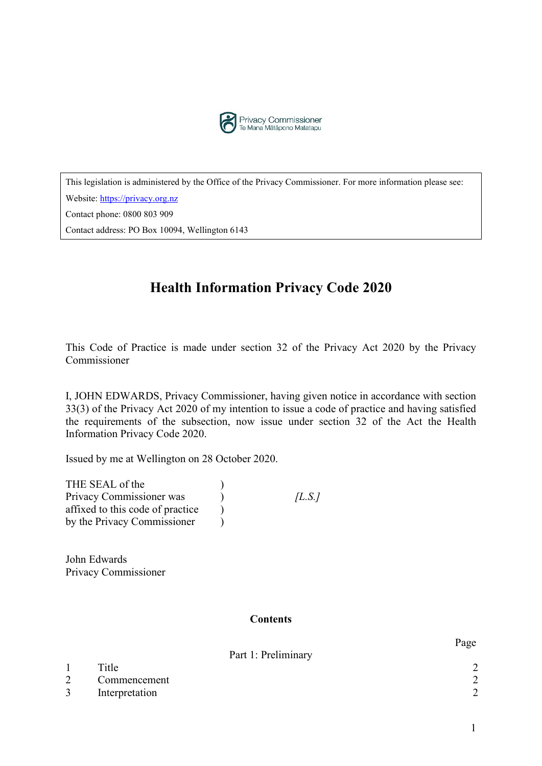Privacy Commissioner
Te Mana Mātāpono Matatapu

| This legislation is administered by the Office of the Privacy Commissioner. For more information please see: |
| --- |
| Website: https://privacy.org.nz |
| Contact phone: 0800 803 909 |
| Contact address: PO Box 10094, Wellington 6143 |

# Health Information Privacy Code 2020

This Code of Practice is made under section 32 of the Privacy Act 2020 by the Privacy Commissioner

I, JOHN EDWARDS, Privacy Commissioner, having given notice in accordance with section 33(3) of the Privacy Act 2020 of my intention to issue a code of practice and having satisfied the requirements of the subsection, now issue under section 32 of the Act the Health Information Privacy Code 2020.

Issued by me at Wellington on 28 October 2020.

THE SEAL of the )
Privacy Commissioner was ) *[L.S.]*
affixed to this code of practice )
by the Privacy Commissioner )

John Edwards
Privacy Commissioner

## Contents

| | | Page |
| --- | --- | --- |
| | Part 1: Preliminary | |
| 1 | Title | 2 |
| 2 | Commencement | 2 |
| 3 | Interpretation | 2 |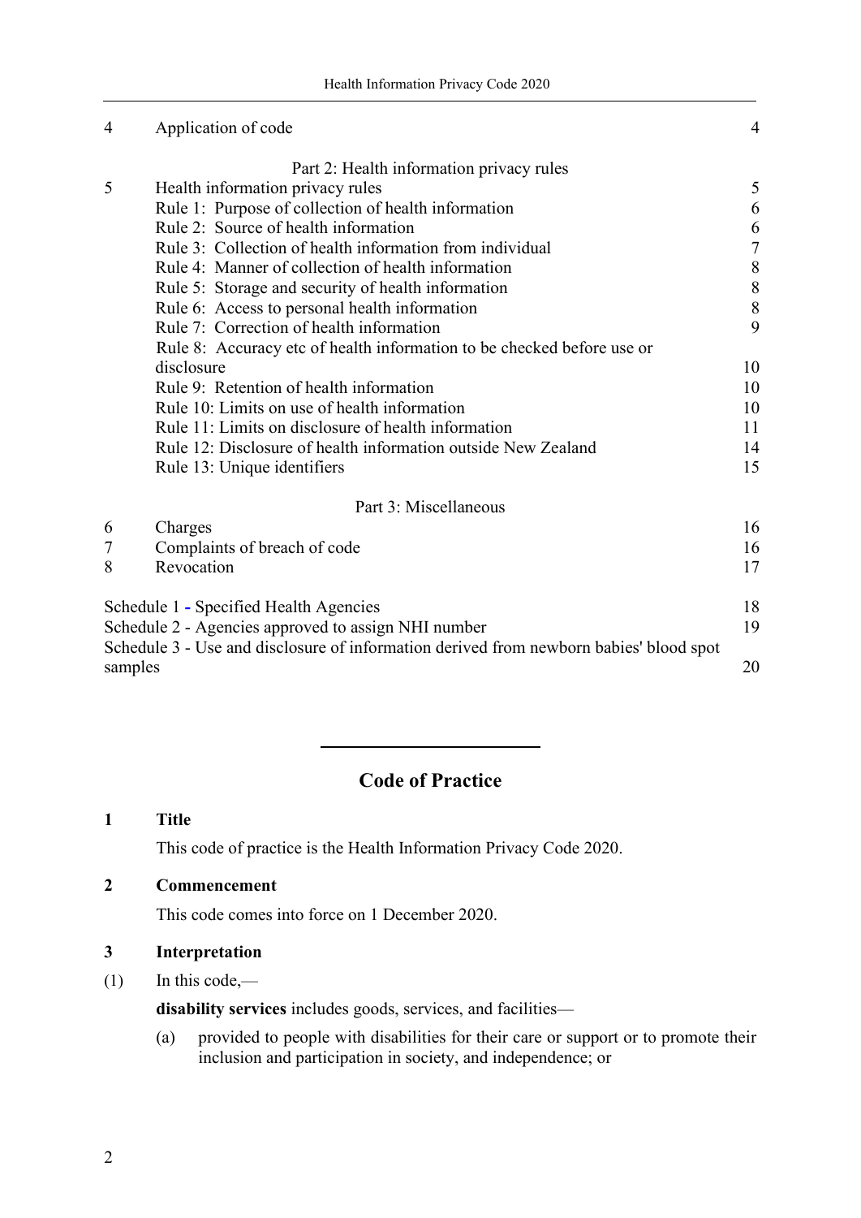| | | |
|---|---|---|
| 4 | Application of code | 4 |
| | Part 2: Health information privacy rules | |
| 5 | Health information privacy rules | 5 |
| | Rule 1: Purpose of collection of health information | 6 |
| | Rule 2: Source of health information | 6 |
| | Rule 3: Collection of health information from individual | 7 |
| | Rule 4: Manner of collection of health information | 8 |
| | Rule 5: Storage and security of health information | 8 |
| | Rule 6: Access to personal health information | 8 |
| | Rule 7: Correction of health information | 9 |
| | Rule 8: Accuracy etc of health information to be checked before use or disclosure | 10 |
| | Rule 9: Retention of health information | 10 |
| | Rule 10: Limits on use of health information | 10 |
| | Rule 11: Limits on disclosure of health information | 11 |
| | Rule 12: Disclosure of health information outside New Zealand | 14 |
| | Rule 13: Unique identifiers | 15 |
| | Part 3: Miscellaneous | |
| 6 | Charges | 16 |
| 7 | Complaints of breach of code | 16 |
| 8 | Revocation | 17 |
| | Schedule 1 - Specified Health Agencies | 18 |
| | Schedule 2 - Agencies approved to assign NHI number | 19 |
| | Schedule 3 - Use and disclosure of information derived from newborn babies' blood spot samples | 20 |

---

## Code of Practice

### 1 Title

This code of practice is the Health Information Privacy Code 2020.

### 2 Commencement

This code comes into force on 1 December 2020.

### 3 Interpretation

(1) In this code,—

**disability services** includes goods, services, and facilities—

(a) provided to people with disabilities for their care or support or to promote their inclusion and participation in society, and independence; or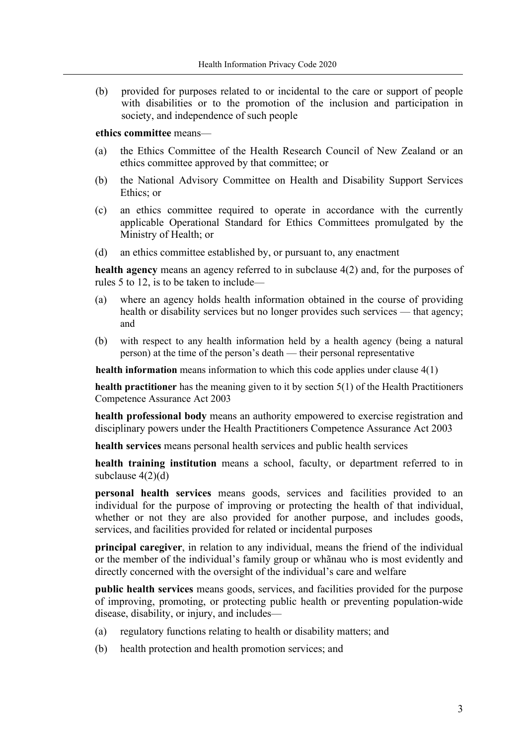(b) provided for purposes related to or incidental to the care or support of people with disabilities or to the promotion of the inclusion and participation in society, and independence of such people

**ethics committee** means—

(a) the Ethics Committee of the Health Research Council of New Zealand or an ethics committee approved by that committee; or

(b) the National Advisory Committee on Health and Disability Support Services Ethics; or

(c) an ethics committee required to operate in accordance with the currently applicable Operational Standard for Ethics Committees promulgated by the Ministry of Health; or

(d) an ethics committee established by, or pursuant to, any enactment

**health agency** means an agency referred to in subclause 4(2) and, for the purposes of rules 5 to 12, is to be taken to include—

(a) where an agency holds health information obtained in the course of providing health or disability services but no longer provides such services — that agency; and

(b) with respect to any health information held by a health agency (being a natural person) at the time of the person's death — their personal representative

**health information** means information to which this code applies under clause 4(1)

**health practitioner** has the meaning given to it by section 5(1) of the Health Practitioners Competence Assurance Act 2003

**health professional body** means an authority empowered to exercise registration and disciplinary powers under the Health Practitioners Competence Assurance Act 2003

**health services** means personal health services and public health services

**health training institution** means a school, faculty, or department referred to in subclause 4(2)(d)

**personal health services** means goods, services and facilities provided to an individual for the purpose of improving or protecting the health of that individual, whether or not they are also provided for another purpose, and includes goods, services, and facilities provided for related or incidental purposes

**principal caregiver**, in relation to any individual, means the friend of the individual or the member of the individual's family group or whãnau who is most evidently and directly concerned with the oversight of the individual's care and welfare

**public health services** means goods, services, and facilities provided for the purpose of improving, promoting, or protecting public health or preventing population-wide disease, disability, or injury, and includes—

(a) regulatory functions relating to health or disability matters; and

(b) health protection and health promotion services; and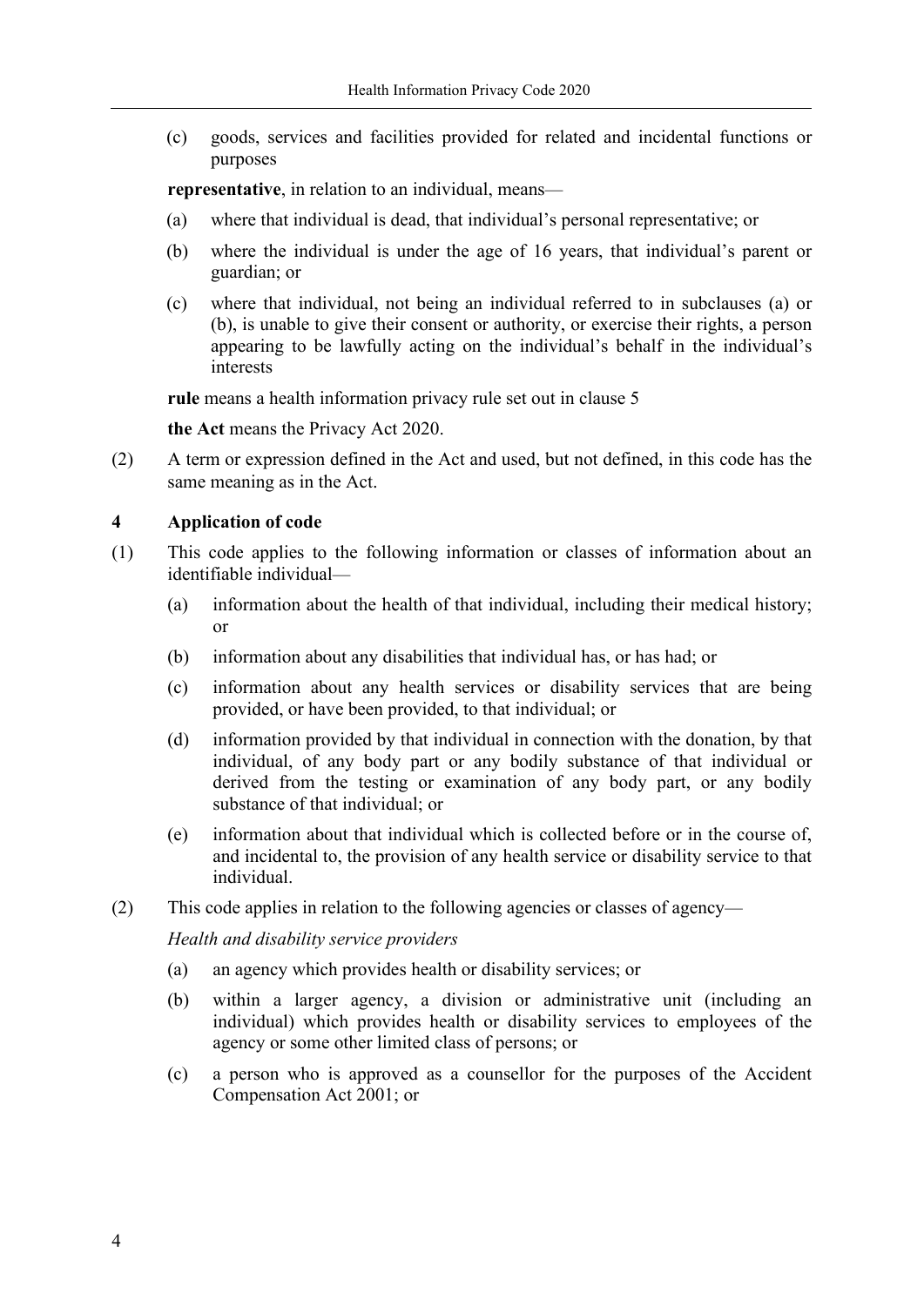(c) goods, services and facilities provided for related and incidental functions or purposes

**representative**, in relation to an individual, means—

(a) where that individual is dead, that individual's personal representative; or

(b) where the individual is under the age of 16 years, that individual's parent or guardian; or

(c) where that individual, not being an individual referred to in subclauses (a) or (b), is unable to give their consent or authority, or exercise their rights, a person appearing to be lawfully acting on the individual's behalf in the individual's interests

**rule** means a health information privacy rule set out in clause 5

**the Act** means the Privacy Act 2020.

(2) A term or expression defined in the Act and used, but not defined, in this code has the same meaning as in the Act.

### 4 Application of code

(1) This code applies to the following information or classes of information about an identifiable individual—

(a) information about the health of that individual, including their medical history; or

(b) information about any disabilities that individual has, or has had; or

(c) information about any health services or disability services that are being provided, or have been provided, to that individual; or

(d) information provided by that individual in connection with the donation, by that individual, of any body part or any bodily substance of that individual or derived from the testing or examination of any body part, or any bodily substance of that individual; or

(e) information about that individual which is collected before or in the course of, and incidental to, the provision of any health service or disability service to that individual.

(2) This code applies in relation to the following agencies or classes of agency—

*Health and disability service providers*

(a) an agency which provides health or disability services; or

(b) within a larger agency, a division or administrative unit (including an individual) which provides health or disability services to employees of the agency or some other limited class of persons; or

(c) a person who is approved as a counsellor for the purposes of the Accident Compensation Act 2001; or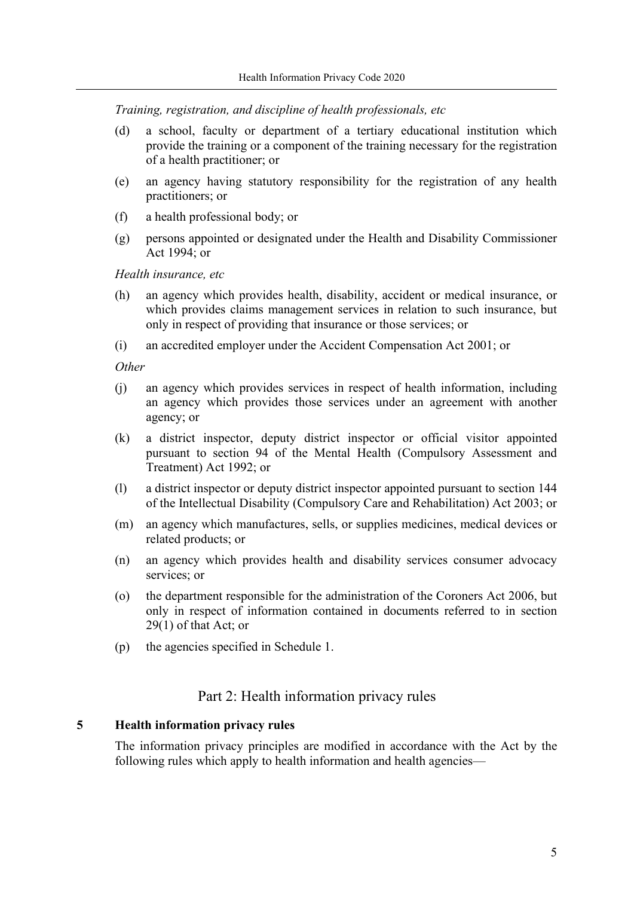*Training, registration, and discipline of health professionals, etc*

(d) a school, faculty or department of a tertiary educational institution which provide the training or a component of the training necessary for the registration of a health practitioner; or

(e) an agency having statutory responsibility for the registration of any health practitioners; or

(f) a health professional body; or

(g) persons appointed or designated under the Health and Disability Commissioner Act 1994; or

*Health insurance, etc*

(h) an agency which provides health, disability, accident or medical insurance, or which provides claims management services in relation to such insurance, but only in respect of providing that insurance or those services; or

(i) an accredited employer under the Accident Compensation Act 2001; or

*Other*

(j) an agency which provides services in respect of health information, including an agency which provides those services under an agreement with another agency; or

(k) a district inspector, deputy district inspector or official visitor appointed pursuant to section 94 of the Mental Health (Compulsory Assessment and Treatment) Act 1992; or

(l) a district inspector or deputy district inspector appointed pursuant to section 144 of the Intellectual Disability (Compulsory Care and Rehabilitation) Act 2003; or

(m) an agency which manufactures, sells, or supplies medicines, medical devices or related products; or

(n) an agency which provides health and disability services consumer advocacy services; or

(o) the department responsible for the administration of the Coroners Act 2006, but only in respect of information contained in documents referred to in section 29(1) of that Act; or

(p) the agencies specified in Schedule 1.

## Part 2: Health information privacy rules

### 5 Health information privacy rules

The information privacy principles are modified in accordance with the Act by the following rules which apply to health information and health agencies—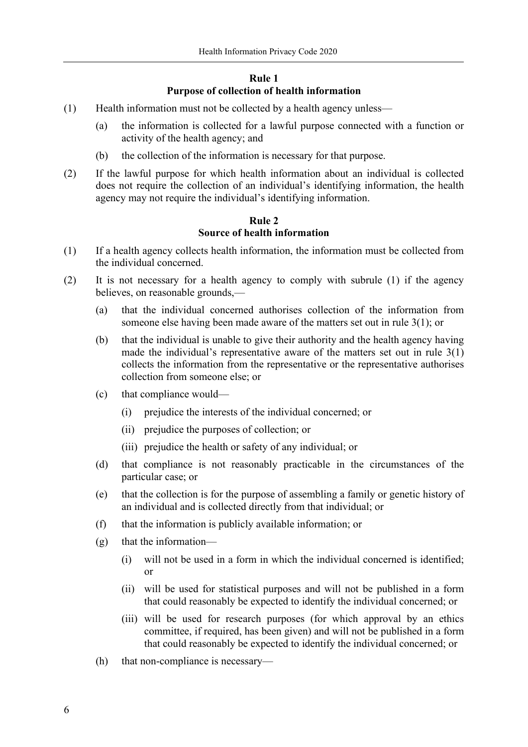## Rule 1
## Purpose of collection of health information

(1) Health information must not be collected by a health agency unless—

  (a) the information is collected for a lawful purpose connected with a function or activity of the health agency; and

  (b) the collection of the information is necessary for that purpose.

(2) If the lawful purpose for which health information about an individual is collected does not require the collection of an individual's identifying information, the health agency may not require the individual's identifying information.

## Rule 2
## Source of health information

(1) If a health agency collects health information, the information must be collected from the individual concerned.

(2) It is not necessary for a health agency to comply with subrule (1) if the agency believes, on reasonable grounds,—

  (a) that the individual concerned authorises collection of the information from someone else having been made aware of the matters set out in rule 3(1); or

  (b) that the individual is unable to give their authority and the health agency having made the individual's representative aware of the matters set out in rule 3(1) collects the information from the representative or the representative authorises collection from someone else; or

  (c) that compliance would—

    (i) prejudice the interests of the individual concerned; or

    (ii) prejudice the purposes of collection; or

    (iii) prejudice the health or safety of any individual; or

  (d) that compliance is not reasonably practicable in the circumstances of the particular case; or

  (e) that the collection is for the purpose of assembling a family or genetic history of an individual and is collected directly from that individual; or

  (f) that the information is publicly available information; or

  (g) that the information—

    (i) will not be used in a form in which the individual concerned is identified; or

    (ii) will be used for statistical purposes and will not be published in a form that could reasonably be expected to identify the individual concerned; or

    (iii) will be used for research purposes (for which approval by an ethics committee, if required, has been given) and will not be published in a form that could reasonably be expected to identify the individual concerned; or

  (h) that non-compliance is necessary—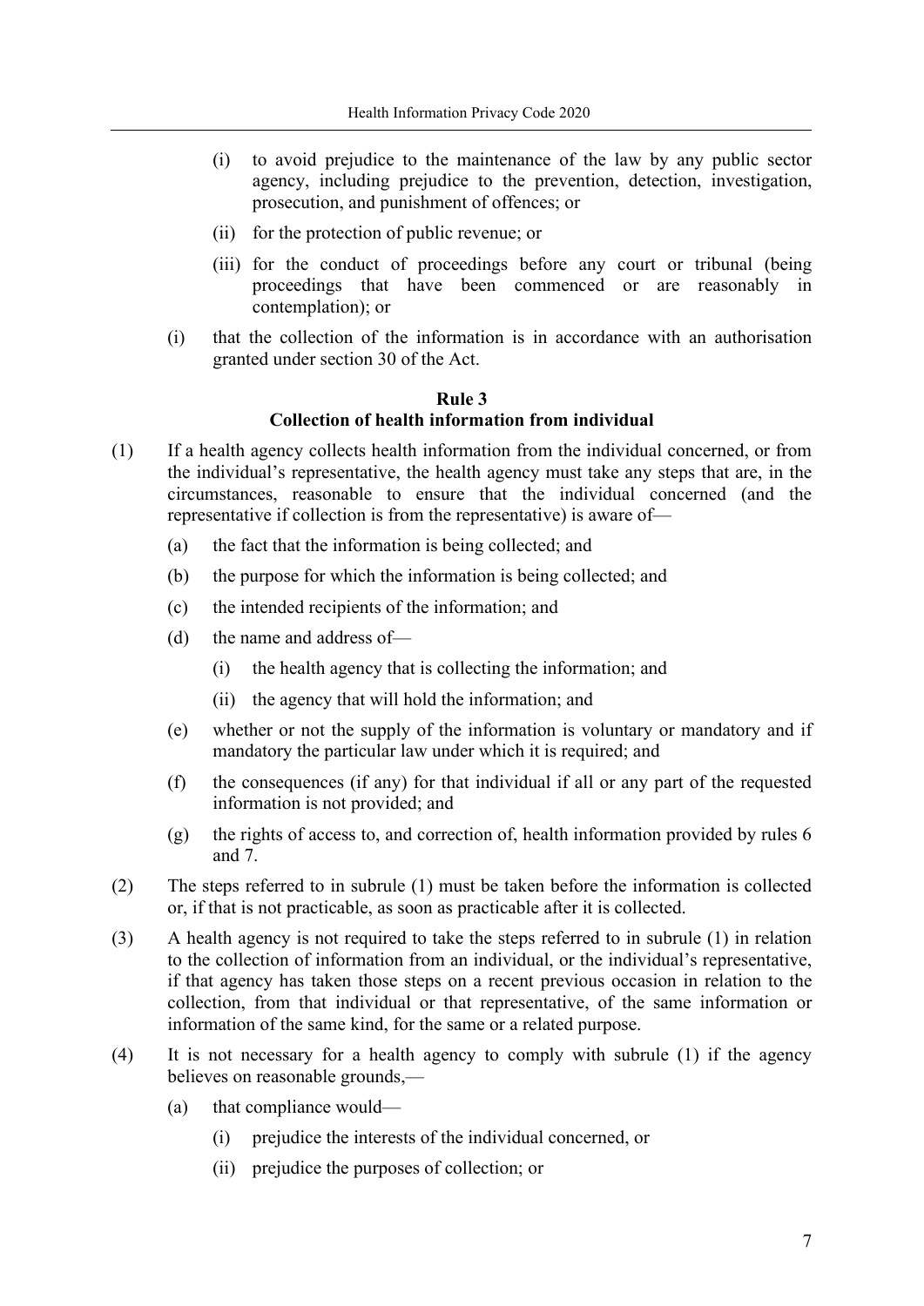(i) to avoid prejudice to the maintenance of the law by any public sector agency, including prejudice to the prevention, detection, investigation, prosecution, and punishment of offences; or

(ii) for the protection of public revenue; or

(iii) for the conduct of proceedings before any court or tribunal (being proceedings that have been commenced or are reasonably in contemplation); or

(i) that the collection of the information is in accordance with an authorisation granted under section 30 of the Act.

**Rule 3**
**Collection of health information from individual**

(1) If a health agency collects health information from the individual concerned, or from the individual's representative, the health agency must take any steps that are, in the circumstances, reasonable to ensure that the individual concerned (and the representative if collection is from the representative) is aware of—

(a) the fact that the information is being collected; and

(b) the purpose for which the information is being collected; and

(c) the intended recipients of the information; and

(d) the name and address of—

(i) the health agency that is collecting the information; and

(ii) the agency that will hold the information; and

(e) whether or not the supply of the information is voluntary or mandatory and if mandatory the particular law under which it is required; and

(f) the consequences (if any) for that individual if all or any part of the requested information is not provided; and

(g) the rights of access to, and correction of, health information provided by rules 6 and 7.

(2) The steps referred to in subrule (1) must be taken before the information is collected or, if that is not practicable, as soon as practicable after it is collected.

(3) A health agency is not required to take the steps referred to in subrule (1) in relation to the collection of information from an individual, or the individual's representative, if that agency has taken those steps on a recent previous occasion in relation to the collection, from that individual or that representative, of the same information or information of the same kind, for the same or a related purpose.

(4) It is not necessary for a health agency to comply with subrule (1) if the agency believes on reasonable grounds,—

(a) that compliance would—

(i) prejudice the interests of the individual concerned, or

(ii) prejudice the purposes of collection; or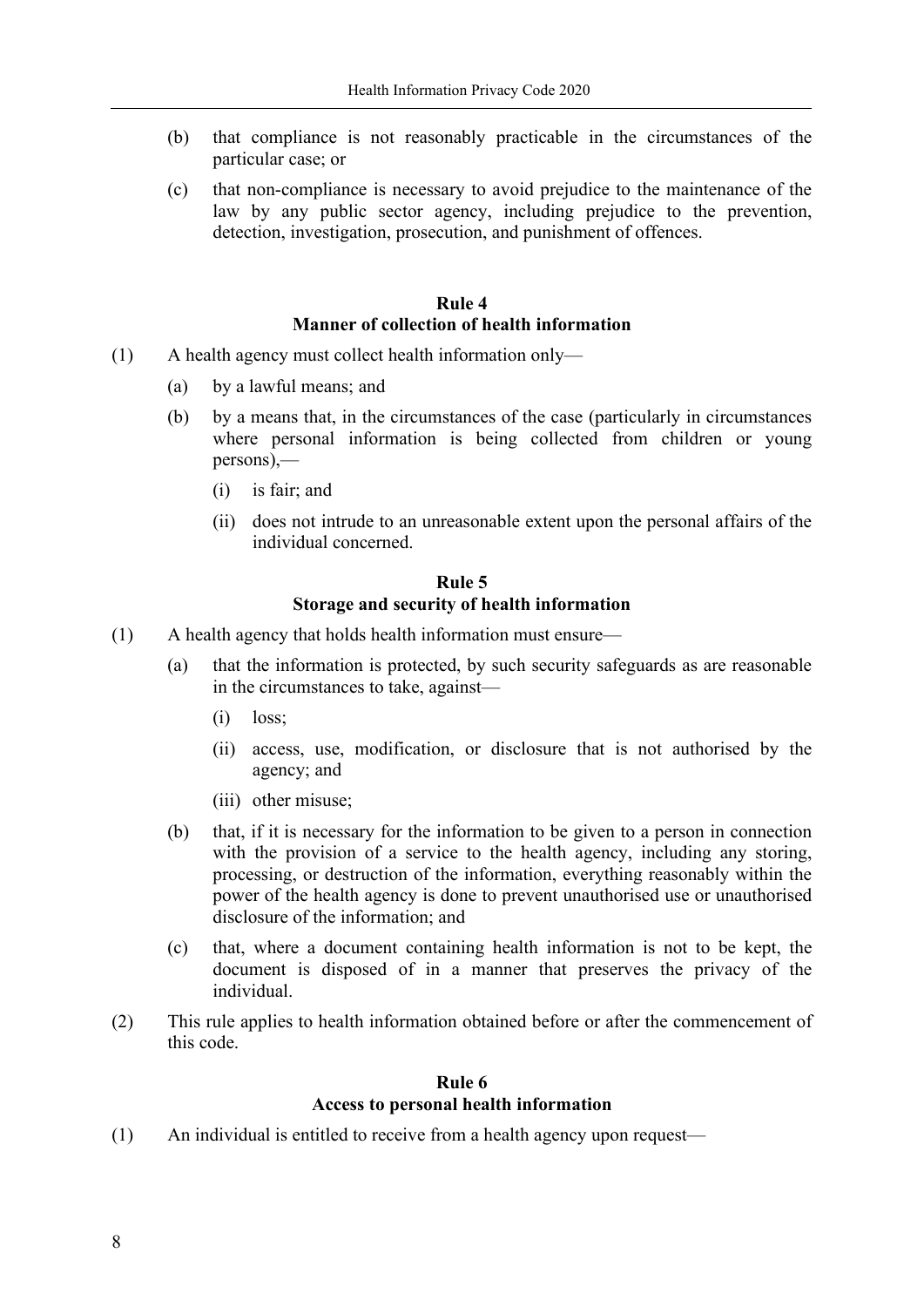(b) that compliance is not reasonably practicable in the circumstances of the particular case; or

(c) that non-compliance is necessary to avoid prejudice to the maintenance of the law by any public sector agency, including prejudice to the prevention, detection, investigation, prosecution, and punishment of offences.

## Rule 4
## Manner of collection of health information

(1) A health agency must collect health information only—

- (a) by a lawful means; and
- (b) by a means that, in the circumstances of the case (particularly in circumstances where personal information is being collected from children or young persons),—
  - (i) is fair; and
  - (ii) does not intrude to an unreasonable extent upon the personal affairs of the individual concerned.

## Rule 5
## Storage and security of health information

(1) A health agency that holds health information must ensure—

- (a) that the information is protected, by such security safeguards as are reasonable in the circumstances to take, against—
  - (i) loss;
  - (ii) access, use, modification, or disclosure that is not authorised by the agency; and
  - (iii) other misuse;
- (b) that, if it is necessary for the information to be given to a person in connection with the provision of a service to the health agency, including any storing, processing, or destruction of the information, everything reasonably within the power of the health agency is done to prevent unauthorised use or unauthorised disclosure of the information; and
- (c) that, where a document containing health information is not to be kept, the document is disposed of in a manner that preserves the privacy of the individual.

(2) This rule applies to health information obtained before or after the commencement of this code.

## Rule 6
## Access to personal health information

(1) An individual is entitled to receive from a health agency upon request—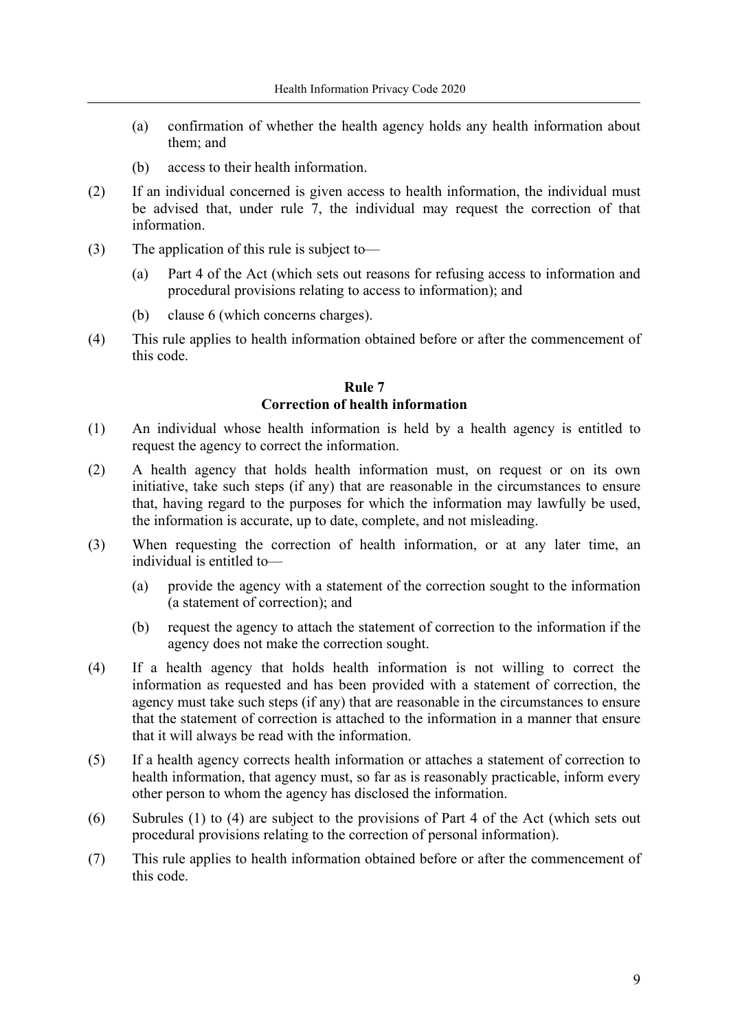(a) confirmation of whether the health agency holds any health information about them; and

(b) access to their health information.

(2) If an individual concerned is given access to health information, the individual must be advised that, under rule 7, the individual may request the correction of that information.

(3) The application of this rule is subject to—

(a) Part 4 of the Act (which sets out reasons for refusing access to information and procedural provisions relating to access to information); and

(b) clause 6 (which concerns charges).

(4) This rule applies to health information obtained before or after the commencement of this code.

### Rule 7
### Correction of health information

(1) An individual whose health information is held by a health agency is entitled to request the agency to correct the information.

(2) A health agency that holds health information must, on request or on its own initiative, take such steps (if any) that are reasonable in the circumstances to ensure that, having regard to the purposes for which the information may lawfully be used, the information is accurate, up to date, complete, and not misleading.

(3) When requesting the correction of health information, or at any later time, an individual is entitled to—

(a) provide the agency with a statement of the correction sought to the information (a statement of correction); and

(b) request the agency to attach the statement of correction to the information if the agency does not make the correction sought.

(4) If a health agency that holds health information is not willing to correct the information as requested and has been provided with a statement of correction, the agency must take such steps (if any) that are reasonable in the circumstances to ensure that the statement of correction is attached to the information in a manner that ensure that it will always be read with the information.

(5) If a health agency corrects health information or attaches a statement of correction to health information, that agency must, so far as is reasonably practicable, inform every other person to whom the agency has disclosed the information.

(6) Subrules (1) to (4) are subject to the provisions of Part 4 of the Act (which sets out procedural provisions relating to the correction of personal information).

(7) This rule applies to health information obtained before or after the commencement of this code.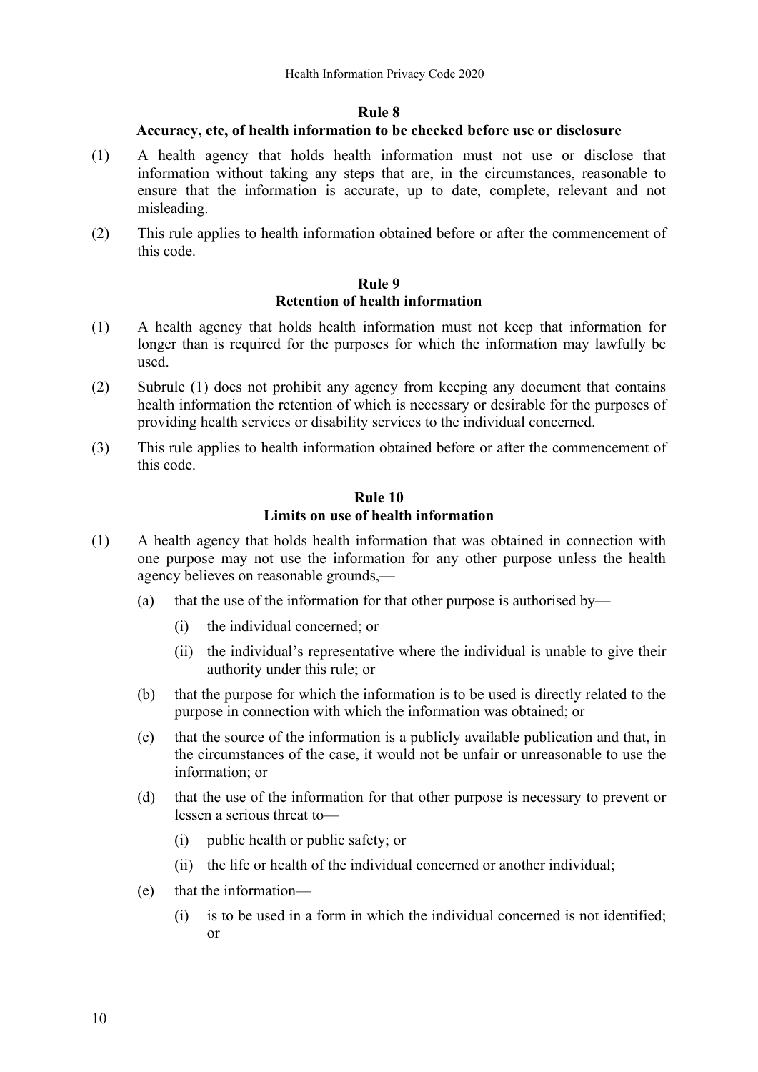## Rule 8

### Accuracy, etc, of health information to be checked before use or disclosure

(1) A health agency that holds health information must not use or disclose that information without taking any steps that are, in the circumstances, reasonable to ensure that the information is accurate, up to date, complete, relevant and not misleading.

(2) This rule applies to health information obtained before or after the commencement of this code.

## Rule 9

### Retention of health information

(1) A health agency that holds health information must not keep that information for longer than is required for the purposes for which the information may lawfully be used.

(2) Subrule (1) does not prohibit any agency from keeping any document that contains health information the retention of which is necessary or desirable for the purposes of providing health services or disability services to the individual concerned.

(3) This rule applies to health information obtained before or after the commencement of this code.

## Rule 10

### Limits on use of health information

(1) A health agency that holds health information that was obtained in connection with one purpose may not use the information for any other purpose unless the health agency believes on reasonable grounds,—

- (a) that the use of the information for that other purpose is authorised by—
  - (i) the individual concerned; or
  - (ii) the individual's representative where the individual is unable to give their authority under this rule; or
- (b) that the purpose for which the information is to be used is directly related to the purpose in connection with which the information was obtained; or
- (c) that the source of the information is a publicly available publication and that, in the circumstances of the case, it would not be unfair or unreasonable to use the information; or
- (d) that the use of the information for that other purpose is necessary to prevent or lessen a serious threat to—
  - (i) public health or public safety; or
  - (ii) the life or health of the individual concerned or another individual;
- (e) that the information—
  - (i) is to be used in a form in which the individual concerned is not identified; or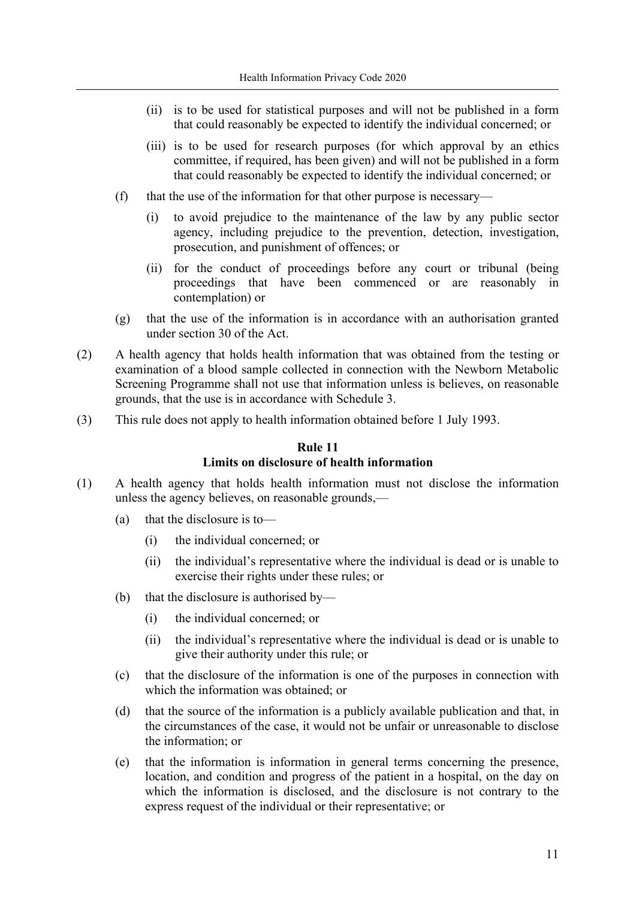(ii) is to be used for statistical purposes and will not be published in a form that could reasonably be expected to identify the individual concerned; or

(iii) is to be used for research purposes (for which approval by an ethics committee, if required, has been given) and will not be published in a form that could reasonably be expected to identify the individual concerned; or

(f) that the use of the information for that other purpose is necessary—

(i) to avoid prejudice to the maintenance of the law by any public sector agency, including prejudice to the prevention, detection, investigation, prosecution, and punishment of offences; or

(ii) for the conduct of proceedings before any court or tribunal (being proceedings that have been commenced or are reasonably in contemplation) or

(g) that the use of the information is in accordance with an authorisation granted under section 30 of the Act.

(2) A health agency that holds health information that was obtained from the testing or examination of a blood sample collected in connection with the Newborn Metabolic Screening Programme shall not use that information unless is believes, on reasonable grounds, that the use is in accordance with Schedule 3.

(3) This rule does not apply to health information obtained before 1 July 1993.

### Rule 11
### Limits on disclosure of health information

(1) A health agency that holds health information must not disclose the information unless the agency believes, on reasonable grounds,—

(a) that the disclosure is to—

(i) the individual concerned; or

(ii) the individual's representative where the individual is dead or is unable to exercise their rights under these rules; or

(b) that the disclosure is authorised by—

(i) the individual concerned; or

(ii) the individual's representative where the individual is dead or is unable to give their authority under this rule; or

(c) that the disclosure of the information is one of the purposes in connection with which the information was obtained; or

(d) that the source of the information is a publicly available publication and that, in the circumstances of the case, it would not be unfair or unreasonable to disclose the information; or

(e) that the information is information in general terms concerning the presence, location, and condition and progress of the patient in a hospital, on the day on which the information is disclosed, and the disclosure is not contrary to the express request of the individual or their representative; or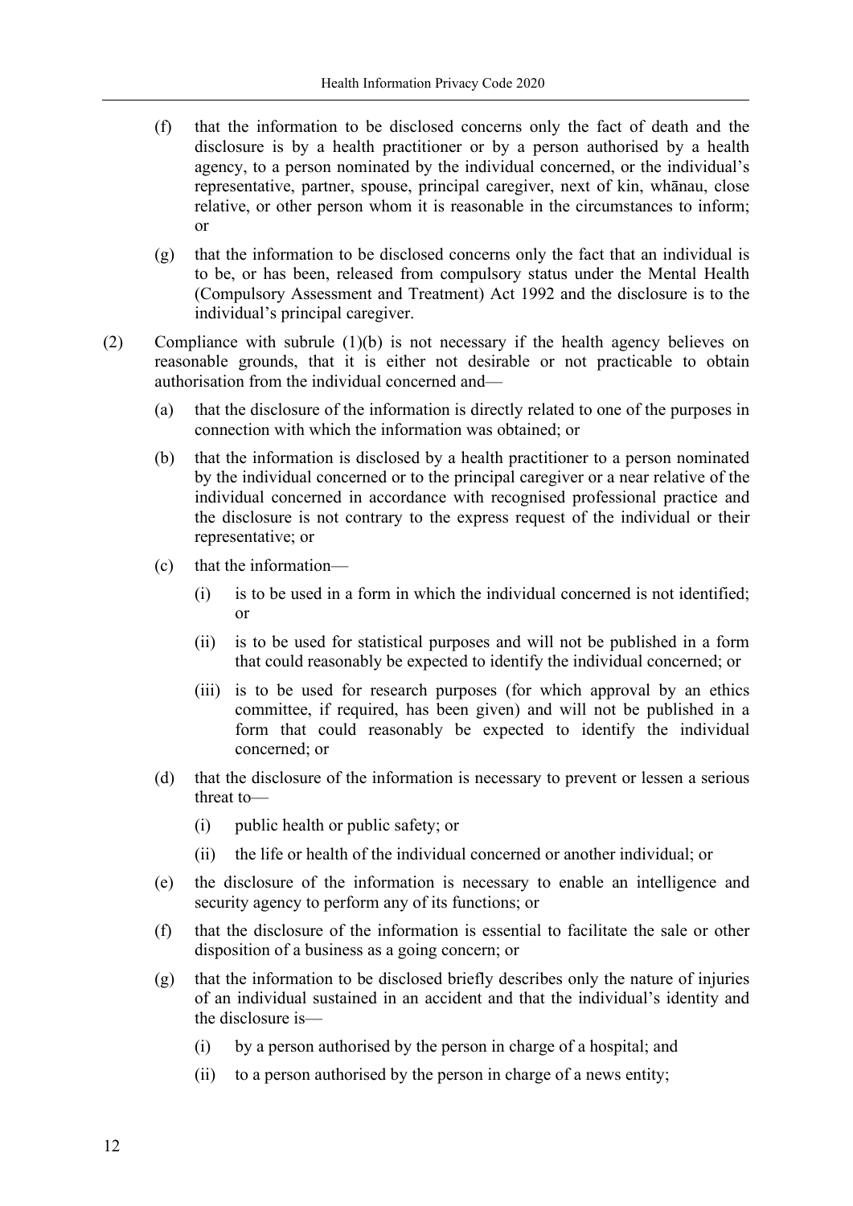(f) that the information to be disclosed concerns only the fact of death and the disclosure is by a health practitioner or by a person authorised by a health agency, to a person nominated by the individual concerned, or the individual's representative, partner, spouse, principal caregiver, next of kin, whānau, close relative, or other person whom it is reasonable in the circumstances to inform; or

(g) that the information to be disclosed concerns only the fact that an individual is to be, or has been, released from compulsory status under the Mental Health (Compulsory Assessment and Treatment) Act 1992 and the disclosure is to the individual's principal caregiver.

(2) Compliance with subrule (1)(b) is not necessary if the health agency believes on reasonable grounds, that it is either not desirable or not practicable to obtain authorisation from the individual concerned and—

(a) that the disclosure of the information is directly related to one of the purposes in connection with which the information was obtained; or

(b) that the information is disclosed by a health practitioner to a person nominated by the individual concerned or to the principal caregiver or a near relative of the individual concerned in accordance with recognised professional practice and the disclosure is not contrary to the express request of the individual or their representative; or

(c) that the information—

(i) is to be used in a form in which the individual concerned is not identified; or

(ii) is to be used for statistical purposes and will not be published in a form that could reasonably be expected to identify the individual concerned; or

(iii) is to be used for research purposes (for which approval by an ethics committee, if required, has been given) and will not be published in a form that could reasonably be expected to identify the individual concerned; or

(d) that the disclosure of the information is necessary to prevent or lessen a serious threat to—

(i) public health or public safety; or

(ii) the life or health of the individual concerned or another individual; or

(e) the disclosure of the information is necessary to enable an intelligence and security agency to perform any of its functions; or

(f) that the disclosure of the information is essential to facilitate the sale or other disposition of a business as a going concern; or

(g) that the information to be disclosed briefly describes only the nature of injuries of an individual sustained in an accident and that the individual's identity and the disclosure is—

(i) by a person authorised by the person in charge of a hospital; and

(ii) to a person authorised by the person in charge of a news entity;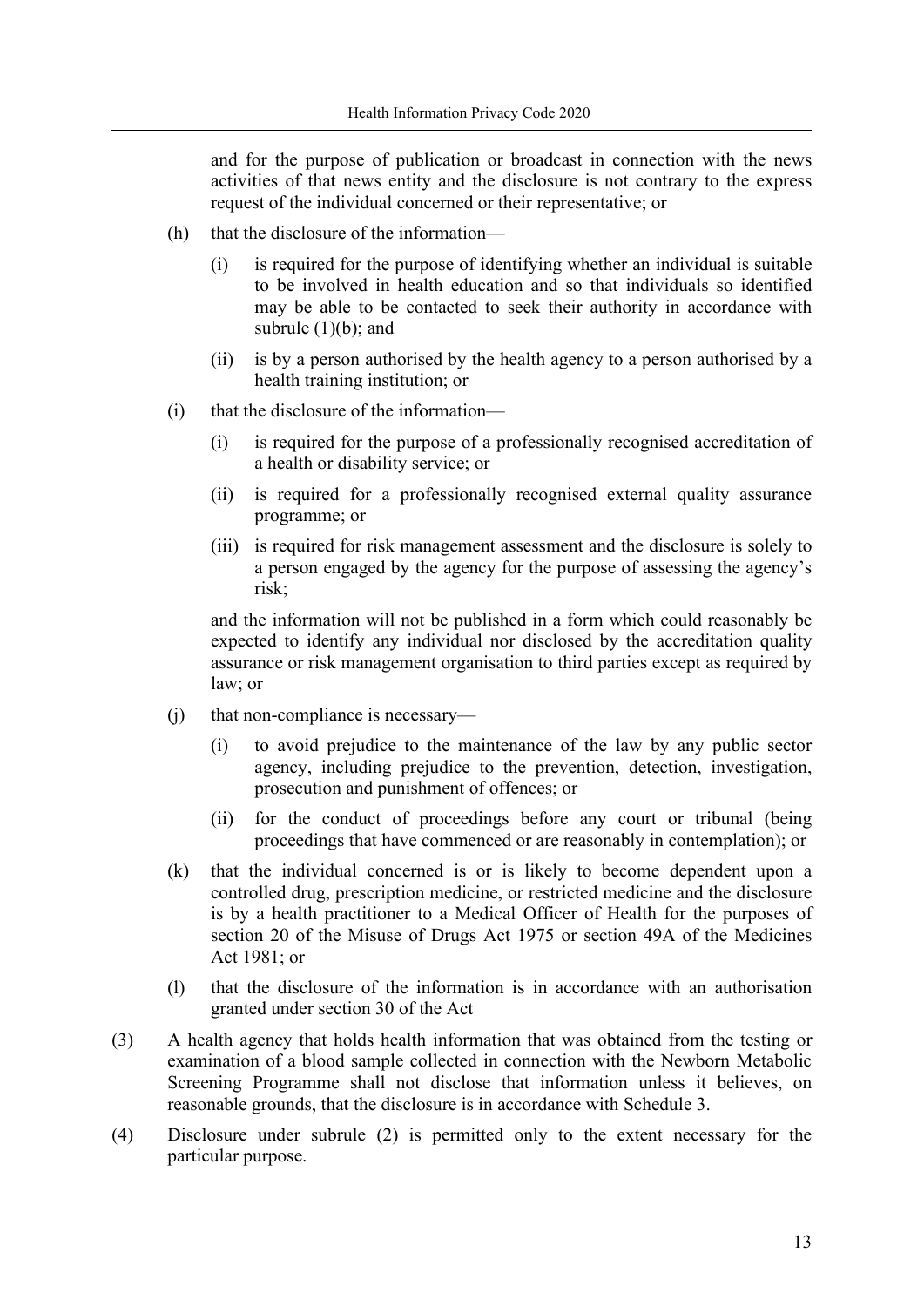and for the purpose of publication or broadcast in connection with the news activities of that news entity and the disclosure is not contrary to the express request of the individual concerned or their representative; or

(h) that the disclosure of the information—

  (i) is required for the purpose of identifying whether an individual is suitable to be involved in health education and so that individuals so identified may be able to be contacted to seek their authority in accordance with subrule (1)(b); and

  (ii) is by a person authorised by the health agency to a person authorised by a health training institution; or

(i) that the disclosure of the information—

  (i) is required for the purpose of a professionally recognised accreditation of a health or disability service; or

  (ii) is required for a professionally recognised external quality assurance programme; or

  (iii) is required for risk management assessment and the disclosure is solely to a person engaged by the agency for the purpose of assessing the agency's risk;

and the information will not be published in a form which could reasonably be expected to identify any individual nor disclosed by the accreditation quality assurance or risk management organisation to third parties except as required by law; or

(j) that non-compliance is necessary—

  (i) to avoid prejudice to the maintenance of the law by any public sector agency, including prejudice to the prevention, detection, investigation, prosecution and punishment of offences; or

  (ii) for the conduct of proceedings before any court or tribunal (being proceedings that have commenced or are reasonably in contemplation); or

(k) that the individual concerned is or is likely to become dependent upon a controlled drug, prescription medicine, or restricted medicine and the disclosure is by a health practitioner to a Medical Officer of Health for the purposes of section 20 of the Misuse of Drugs Act 1975 or section 49A of the Medicines Act 1981; or

(l) that the disclosure of the information is in accordance with an authorisation granted under section 30 of the Act

(3) A health agency that holds health information that was obtained from the testing or examination of a blood sample collected in connection with the Newborn Metabolic Screening Programme shall not disclose that information unless it believes, on reasonable grounds, that the disclosure is in accordance with Schedule 3.

(4) Disclosure under subrule (2) is permitted only to the extent necessary for the particular purpose.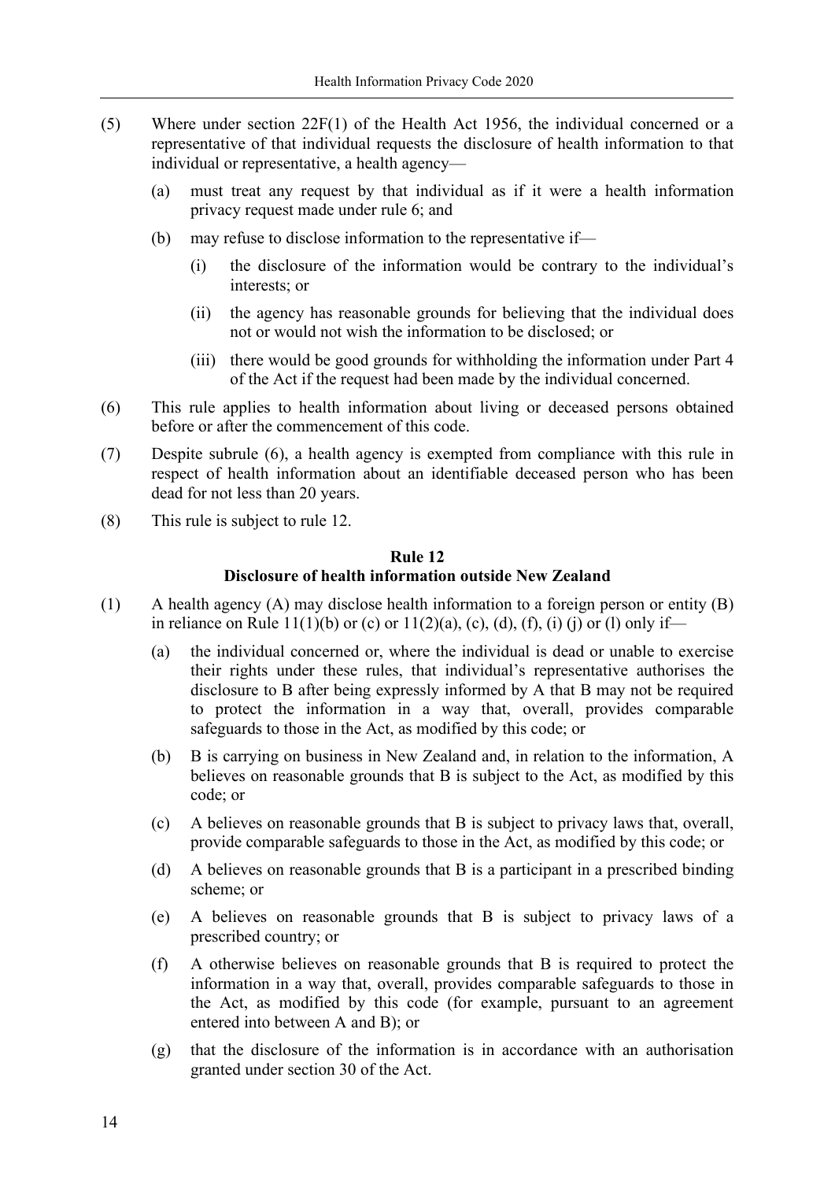(5) Where under section 22F(1) of the Health Act 1956, the individual concerned or a representative of that individual requests the disclosure of health information to that individual or representative, a health agency—

 (a) must treat any request by that individual as if it were a health information privacy request made under rule 6; and

 (b) may refuse to disclose information to the representative if—

  (i) the disclosure of the information would be contrary to the individual's interests; or

  (ii) the agency has reasonable grounds for believing that the individual does not or would not wish the information to be disclosed; or

  (iii) there would be good grounds for withholding the information under Part 4 of the Act if the request had been made by the individual concerned.

(6) This rule applies to health information about living or deceased persons obtained before or after the commencement of this code.

(7) Despite subrule (6), a health agency is exempted from compliance with this rule in respect of health information about an identifiable deceased person who has been dead for not less than 20 years.

(8) This rule is subject to rule 12.

### Rule 12
### Disclosure of health information outside New Zealand

(1) A health agency (A) may disclose health information to a foreign person or entity (B) in reliance on Rule 11(1)(b) or (c) or 11(2)(a), (c), (d), (f), (i) (j) or (l) only if—

 (a) the individual concerned or, where the individual is dead or unable to exercise their rights under these rules, that individual's representative authorises the disclosure to B after being expressly informed by A that B may not be required to protect the information in a way that, overall, provides comparable safeguards to those in the Act, as modified by this code; or

 (b) B is carrying on business in New Zealand and, in relation to the information, A believes on reasonable grounds that B is subject to the Act, as modified by this code; or

 (c) A believes on reasonable grounds that B is subject to privacy laws that, overall, provide comparable safeguards to those in the Act, as modified by this code; or

 (d) A believes on reasonable grounds that B is a participant in a prescribed binding scheme; or

 (e) A believes on reasonable grounds that B is subject to privacy laws of a prescribed country; or

 (f) A otherwise believes on reasonable grounds that B is required to protect the information in a way that, overall, provides comparable safeguards to those in the Act, as modified by this code (for example, pursuant to an agreement entered into between A and B); or

 (g) that the disclosure of the information is in accordance with an authorisation granted under section 30 of the Act.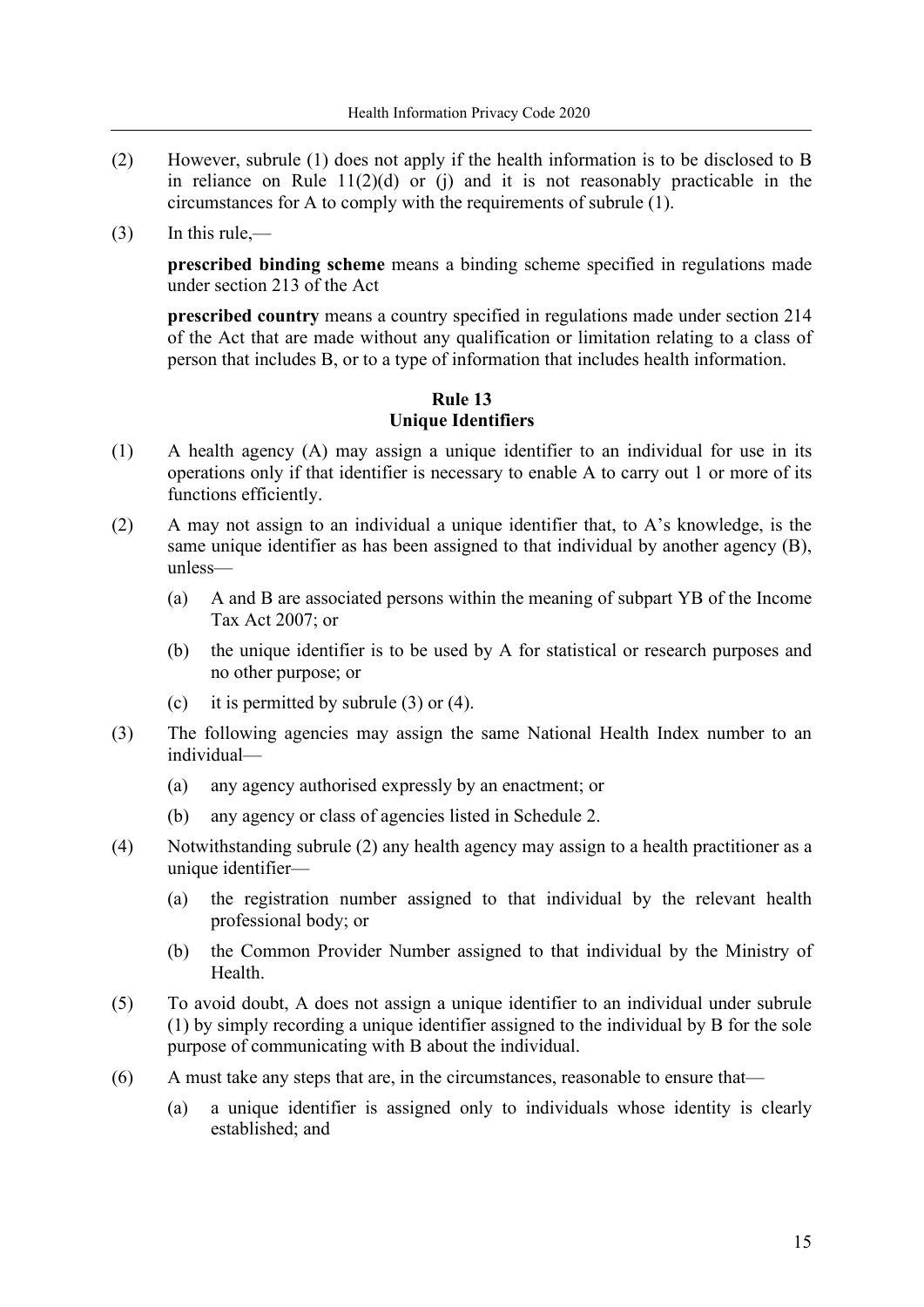(2) However, subrule (1) does not apply if the health information is to be disclosed to B in reliance on Rule 11(2)(d) or (j) and it is not reasonably practicable in the circumstances for A to comply with the requirements of subrule (1).

(3) In this rule,—

**prescribed binding scheme** means a binding scheme specified in regulations made under section 213 of the Act

**prescribed country** means a country specified in regulations made under section 214 of the Act that are made without any qualification or limitation relating to a class of person that includes B, or to a type of information that includes health information.

### Rule 13
### Unique Identifiers

(1) A health agency (A) may assign a unique identifier to an individual for use in its operations only if that identifier is necessary to enable A to carry out 1 or more of its functions efficiently.

(2) A may not assign to an individual a unique identifier that, to A's knowledge, is the same unique identifier as has been assigned to that individual by another agency (B), unless—

- (a) A and B are associated persons within the meaning of subpart YB of the Income Tax Act 2007; or
- (b) the unique identifier is to be used by A for statistical or research purposes and no other purpose; or
- (c) it is permitted by subrule (3) or (4).

(3) The following agencies may assign the same National Health Index number to an individual—

- (a) any agency authorised expressly by an enactment; or
- (b) any agency or class of agencies listed in Schedule 2.

(4) Notwithstanding subrule (2) any health agency may assign to a health practitioner as a unique identifier—

- (a) the registration number assigned to that individual by the relevant health professional body; or
- (b) the Common Provider Number assigned to that individual by the Ministry of Health.

(5) To avoid doubt, A does not assign a unique identifier to an individual under subrule (1) by simply recording a unique identifier assigned to the individual by B for the sole purpose of communicating with B about the individual.

(6) A must take any steps that are, in the circumstances, reasonable to ensure that—

- (a) a unique identifier is assigned only to individuals whose identity is clearly established; and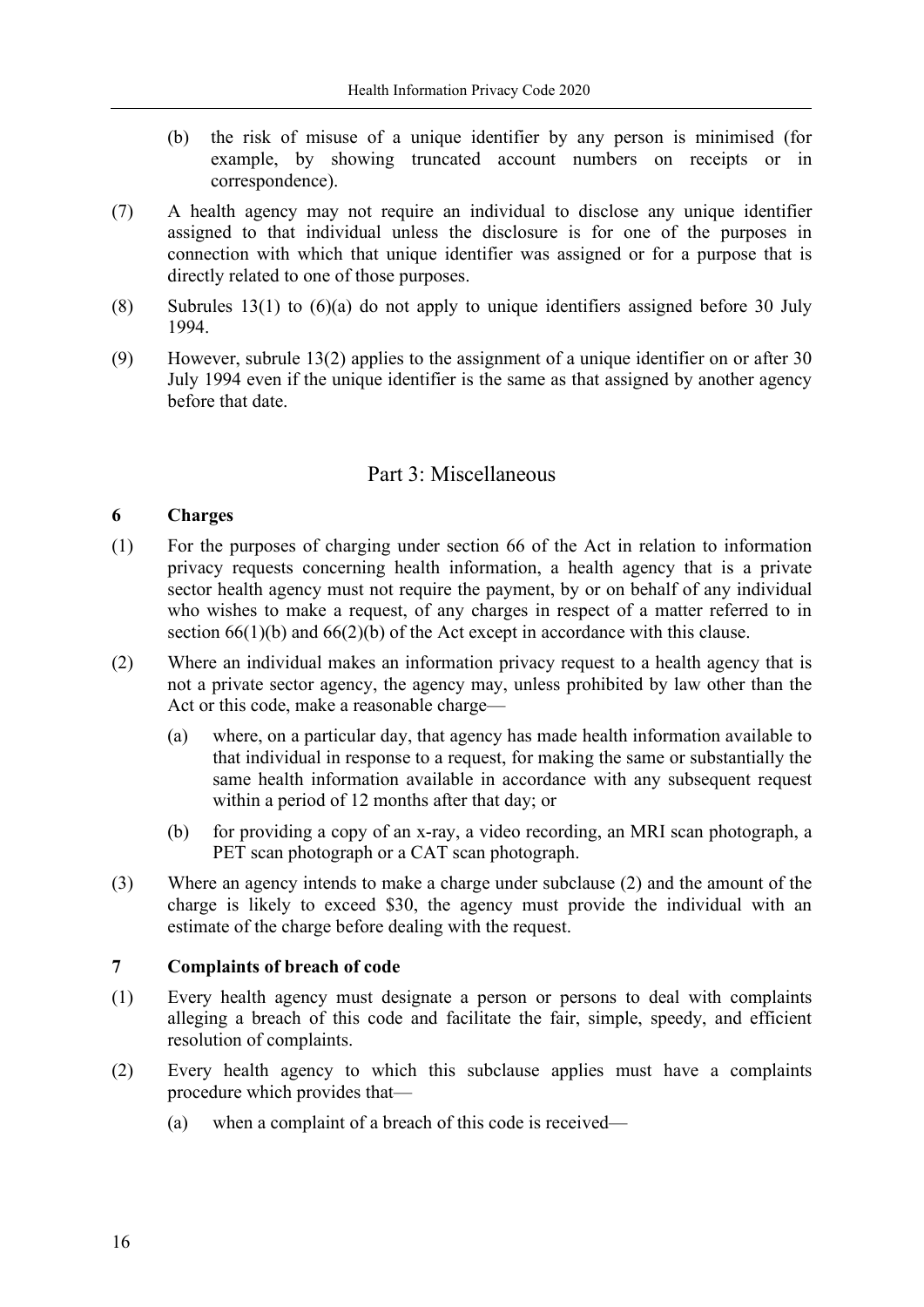(b) the risk of misuse of a unique identifier by any person is minimised (for example, by showing truncated account numbers on receipts or in correspondence).

(7) A health agency may not require an individual to disclose any unique identifier assigned to that individual unless the disclosure is for one of the purposes in connection with which that unique identifier was assigned or for a purpose that is directly related to one of those purposes.

(8) Subrules 13(1) to (6)(a) do not apply to unique identifiers assigned before 30 July 1994.

(9) However, subrule 13(2) applies to the assignment of a unique identifier on or after 30 July 1994 even if the unique identifier is the same as that assigned by another agency before that date.

## Part 3: Miscellaneous

### 6 Charges

(1) For the purposes of charging under section 66 of the Act in relation to information privacy requests concerning health information, a health agency that is a private sector health agency must not require the payment, by or on behalf of any individual who wishes to make a request, of any charges in respect of a matter referred to in section 66(1)(b) and 66(2)(b) of the Act except in accordance with this clause.

(2) Where an individual makes an information privacy request to a health agency that is not a private sector agency, the agency may, unless prohibited by law other than the Act or this code, make a reasonable charge—

(a) where, on a particular day, that agency has made health information available to that individual in response to a request, for making the same or substantially the same health information available in accordance with any subsequent request within a period of 12 months after that day; or

(b) for providing a copy of an x-ray, a video recording, an MRI scan photograph, a PET scan photograph or a CAT scan photograph.

(3) Where an agency intends to make a charge under subclause (2) and the amount of the charge is likely to exceed $30, the agency must provide the individual with an estimate of the charge before dealing with the request.

### 7 Complaints of breach of code

(1) Every health agency must designate a person or persons to deal with complaints alleging a breach of this code and facilitate the fair, simple, speedy, and efficient resolution of complaints.

(2) Every health agency to which this subclause applies must have a complaints procedure which provides that—

(a) when a complaint of a breach of this code is received—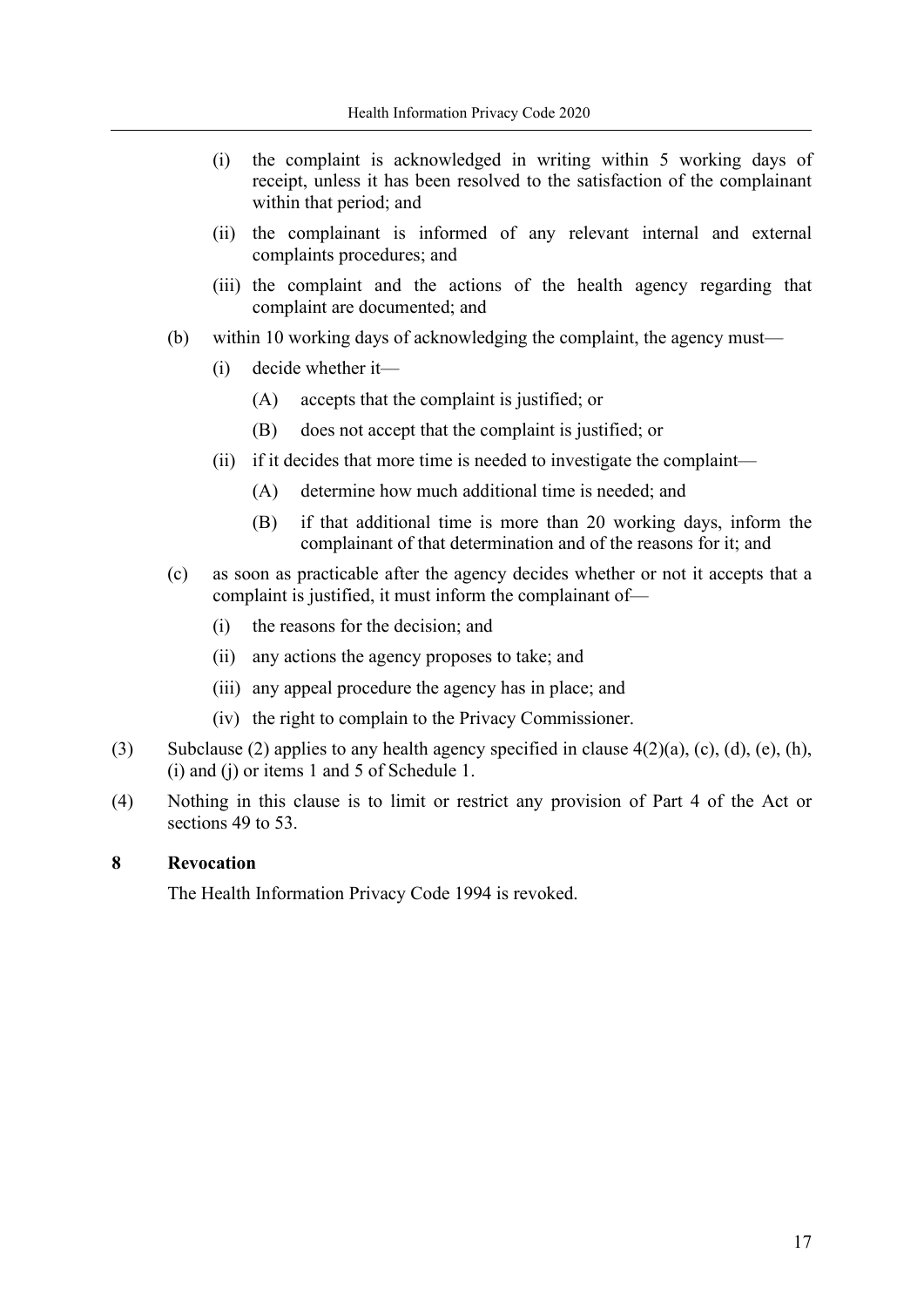- (i) the complaint is acknowledged in writing within 5 working days of receipt, unless it has been resolved to the satisfaction of the complainant within that period; and
   - (ii) the complainant is informed of any relevant internal and external complaints procedures; and
   - (iii) the complaint and the actions of the health agency regarding that complaint are documented; and

- (b) within 10 working days of acknowledging the complaint, the agency must—
   - (i) decide whether it—
      - (A) accepts that the complaint is justified; or
      - (B) does not accept that the complaint is justified; or
   - (ii) if it decides that more time is needed to investigate the complaint—
      - (A) determine how much additional time is needed; and
      - (B) if that additional time is more than 20 working days, inform the complainant of that determination and of the reasons for it; and

- (c) as soon as practicable after the agency decides whether or not it accepts that a complaint is justified, it must inform the complainant of—
   - (i) the reasons for the decision; and
   - (ii) any actions the agency proposes to take; and
   - (iii) any appeal procedure the agency has in place; and
   - (iv) the right to complain to the Privacy Commissioner.

(3) Subclause (2) applies to any health agency specified in clause 4(2)(a), (c), (d), (e), (h), (i) and (j) or items 1 and 5 of Schedule 1.

(4) Nothing in this clause is to limit or restrict any provision of Part 4 of the Act or sections 49 to 53.

**8 Revocation**

The Health Information Privacy Code 1994 is revoked.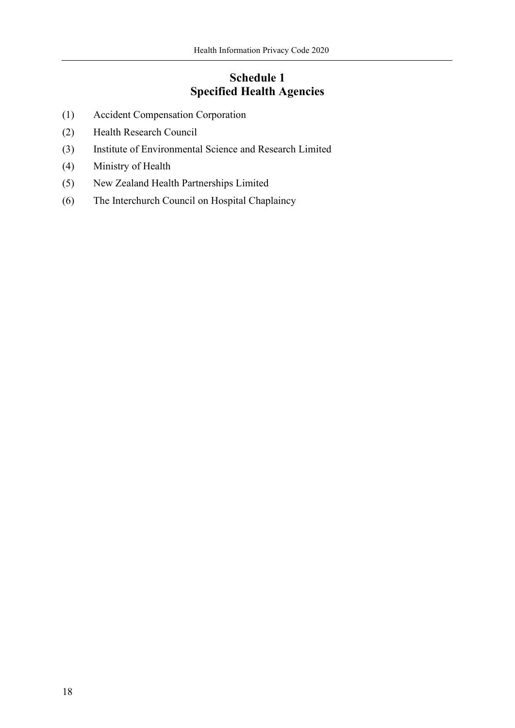# Schedule 1
# Specified Health Agencies

(1) Accident Compensation Corporation

(2) Health Research Council

(3) Institute of Environmental Science and Research Limited

(4) Ministry of Health

(5) New Zealand Health Partnerships Limited

(6) The Interchurch Council on Hospital Chaplaincy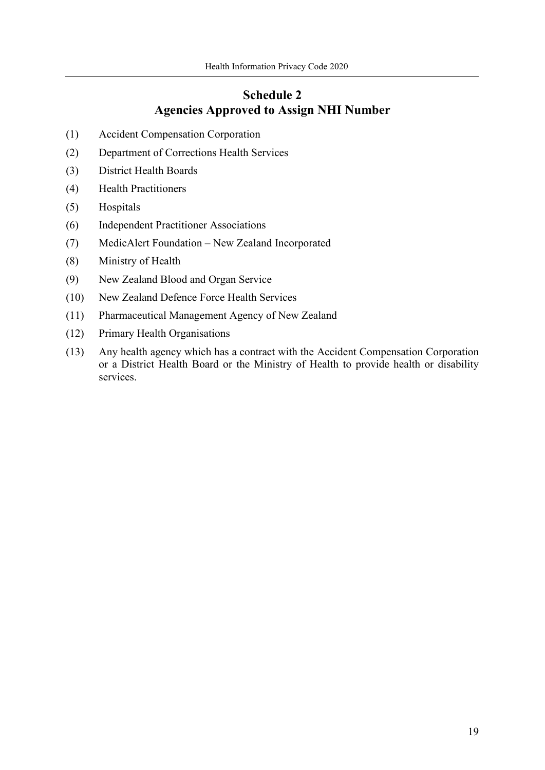# Schedule 2
# Agencies Approved to Assign NHI Number

(1) Accident Compensation Corporation

(2) Department of Corrections Health Services

(3) District Health Boards

(4) Health Practitioners

(5) Hospitals

(6) Independent Practitioner Associations

(7) MedicAlert Foundation – New Zealand Incorporated

(8) Ministry of Health

(9) New Zealand Blood and Organ Service

(10) New Zealand Defence Force Health Services

(11) Pharmaceutical Management Agency of New Zealand

(12) Primary Health Organisations

(13) Any health agency which has a contract with the Accident Compensation Corporation or a District Health Board or the Ministry of Health to provide health or disability services.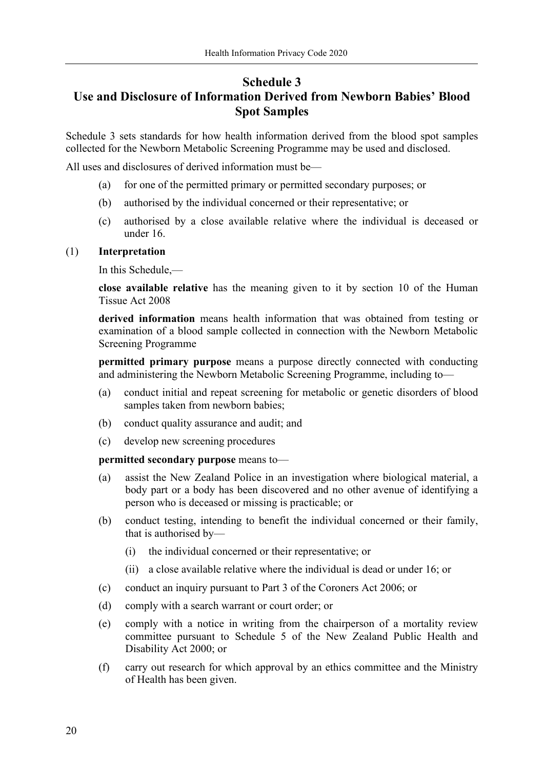# Schedule 3
## Use and Disclosure of Information Derived from Newborn Babies' Blood Spot Samples

Schedule 3 sets standards for how health information derived from the blood spot samples collected for the Newborn Metabolic Screening Programme may be used and disclosed.

All uses and disclosures of derived information must be—

(a) for one of the permitted primary or permitted secondary purposes; or

(b) authorised by the individual concerned or their representative; or

(c) authorised by a close available relative where the individual is deceased or under 16.

(1) **Interpretation**

In this Schedule,—

**close available relative** has the meaning given to it by section 10 of the Human Tissue Act 2008

**derived information** means health information that was obtained from testing or examination of a blood sample collected in connection with the Newborn Metabolic Screening Programme

**permitted primary purpose** means a purpose directly connected with conducting and administering the Newborn Metabolic Screening Programme, including to—

(a) conduct initial and repeat screening for metabolic or genetic disorders of blood samples taken from newborn babies;

(b) conduct quality assurance and audit; and

(c) develop new screening procedures

**permitted secondary purpose** means to—

(a) assist the New Zealand Police in an investigation where biological material, a body part or a body has been discovered and no other avenue of identifying a person who is deceased or missing is practicable; or

(b) conduct testing, intending to benefit the individual concerned or their family, that is authorised by—

  (i) the individual concerned or their representative; or

  (ii) a close available relative where the individual is dead or under 16; or

(c) conduct an inquiry pursuant to Part 3 of the Coroners Act 2006; or

(d) comply with a search warrant or court order; or

(e) comply with a notice in writing from the chairperson of a mortality review committee pursuant to Schedule 5 of the New Zealand Public Health and Disability Act 2000; or

(f) carry out research for which approval by an ethics committee and the Ministry of Health has been given.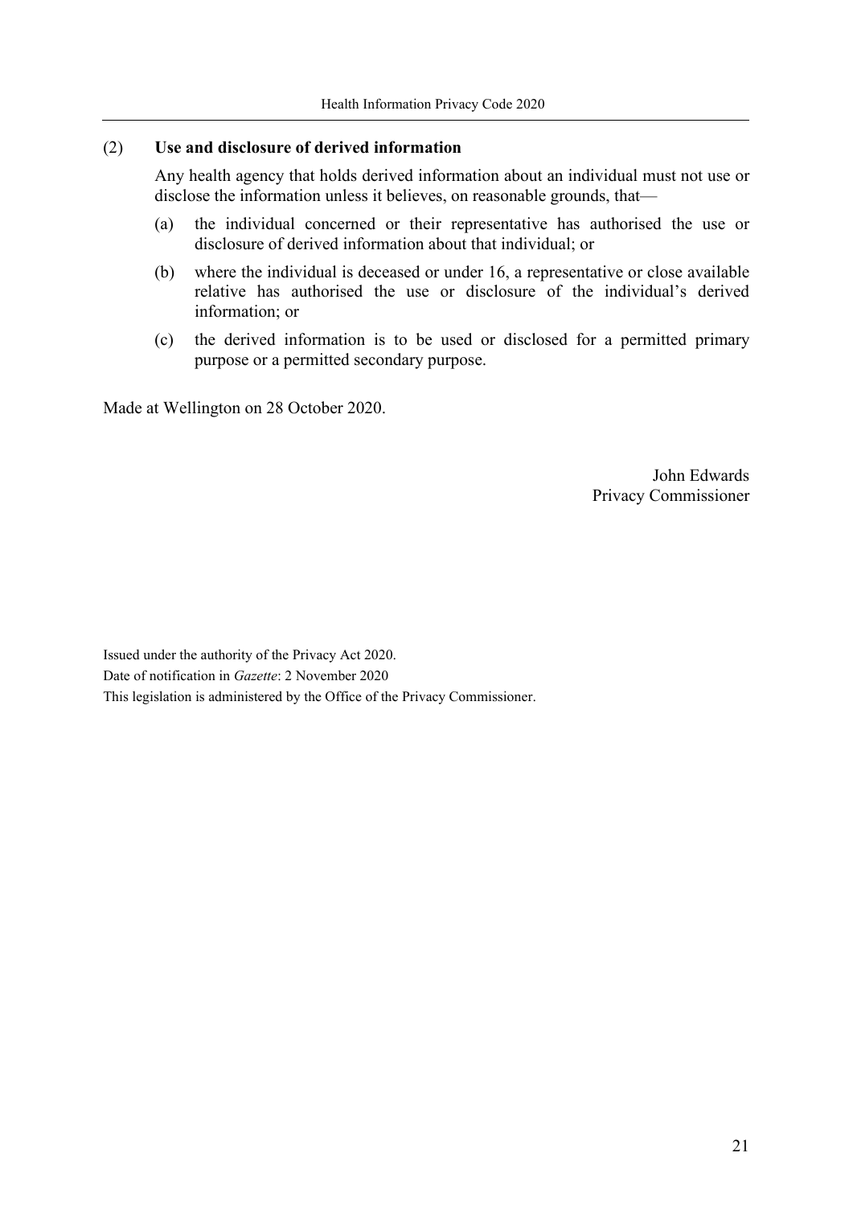(2) **Use and disclosure of derived information**

Any health agency that holds derived information about an individual must not use or disclose the information unless it believes, on reasonable grounds, that—

(a) the individual concerned or their representative has authorised the use or disclosure of derived information about that individual; or

(b) where the individual is deceased or under 16, a representative or close available relative has authorised the use or disclosure of the individual's derived information; or

(c) the derived information is to be used or disclosed for a permitted primary purpose or a permitted secondary purpose.

Made at Wellington on 28 October 2020.

John Edwards
Privacy Commissioner

Issued under the authority of the Privacy Act 2020.
Date of notification in *Gazette*: 2 November 2020
This legislation is administered by the Office of the Privacy Commissioner.